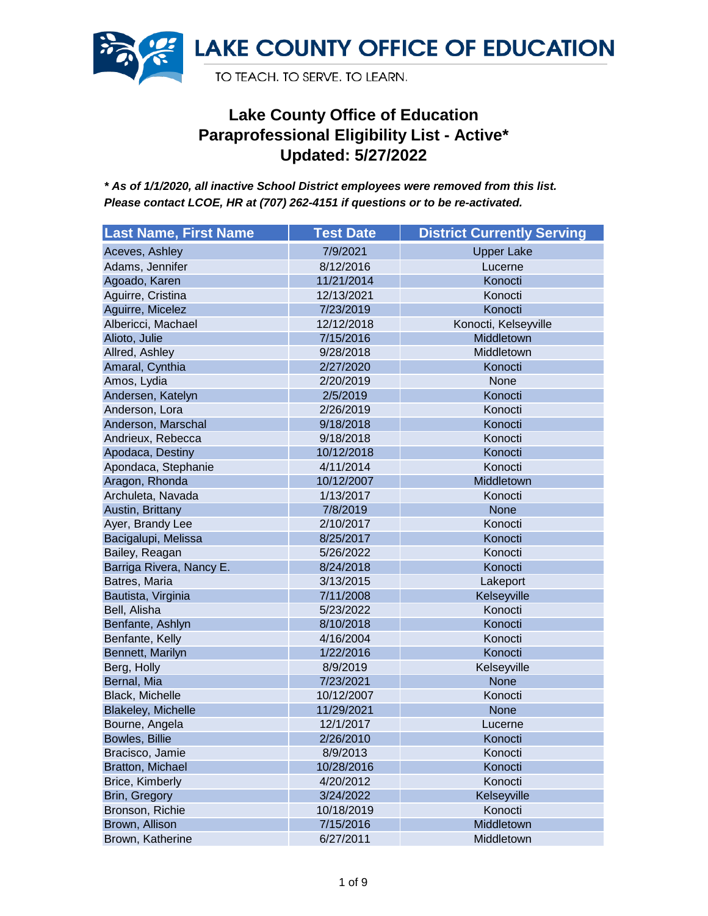LAKE COUNTY OFFICE OF EDUCATION

TO TEACH. TO SERVE. TO LEARN.

# Lake County Office of Education
# Paraprofessional Eligibility List - Active*
# Updated: 5/27/2022

***\* As of 1/1/2020, all inactive School District employees were removed from this list. Please contact LCOE, HR at (707) 262-4151 if questions or to be re-activated.***

| Last Name, First Name | Test Date | District Currently Serving |
|---|---|---|
| Aceves, Ashley | 7/9/2021 | Upper Lake |
| Adams, Jennifer | 8/12/2016 | Lucerne |
| Agoado, Karen | 11/21/2014 | Konocti |
| Aguirre, Cristina | 12/13/2021 | Konocti |
| Aguirre, Micelez | 7/23/2019 | Konocti |
| Albericci, Machael | 12/12/2018 | Konocti, Kelseyville |
| Alioto, Julie | 7/15/2016 | Middletown |
| Allred, Ashley | 9/28/2018 | Middletown |
| Amaral, Cynthia | 2/27/2020 | Konocti |
| Amos, Lydia | 2/20/2019 | None |
| Andersen, Katelyn | 2/5/2019 | Konocti |
| Anderson, Lora | 2/26/2019 | Konocti |
| Anderson, Marschal | 9/18/2018 | Konocti |
| Andrieux, Rebecca | 9/18/2018 | Konocti |
| Apodaca, Destiny | 10/12/2018 | Konocti |
| Apondaca, Stephanie | 4/11/2014 | Konocti |
| Aragon, Rhonda | 10/12/2007 | Middletown |
| Archuleta, Navada | 1/13/2017 | Konocti |
| Austin, Brittany | 7/8/2019 | None |
| Ayer, Brandy Lee | 2/10/2017 | Konocti |
| Bacigalupi, Melissa | 8/25/2017 | Konocti |
| Bailey, Reagan | 5/26/2022 | Konocti |
| Barriga Rivera, Nancy E. | 8/24/2018 | Konocti |
| Batres, Maria | 3/13/2015 | Lakeport |
| Bautista, Virginia | 7/11/2008 | Kelseyville |
| Bell, Alisha | 5/23/2022 | Konocti |
| Benfante, Ashlyn | 8/10/2018 | Konocti |
| Benfante, Kelly | 4/16/2004 | Konocti |
| Bennett, Marilyn | 1/22/2016 | Konocti |
| Berg, Holly | 8/9/2019 | Kelseyville |
| Bernal, Mia | 7/23/2021 | None |
| Black, Michelle | 10/12/2007 | Konocti |
| Blakeley, Michelle | 11/29/2021 | None |
| Bourne, Angela | 12/1/2017 | Lucerne |
| Bowles, Billie | 2/26/2010 | Konocti |
| Bracisco, Jamie | 8/9/2013 | Konocti |
| Bratton, Michael | 10/28/2016 | Konocti |
| Brice, Kimberly | 4/20/2012 | Konocti |
| Brin, Gregory | 3/24/2022 | Kelseyville |
| Bronson, Richie | 10/18/2019 | Konocti |
| Brown, Allison | 7/15/2016 | Middletown |
| Brown, Katherine | 6/27/2011 | Middletown |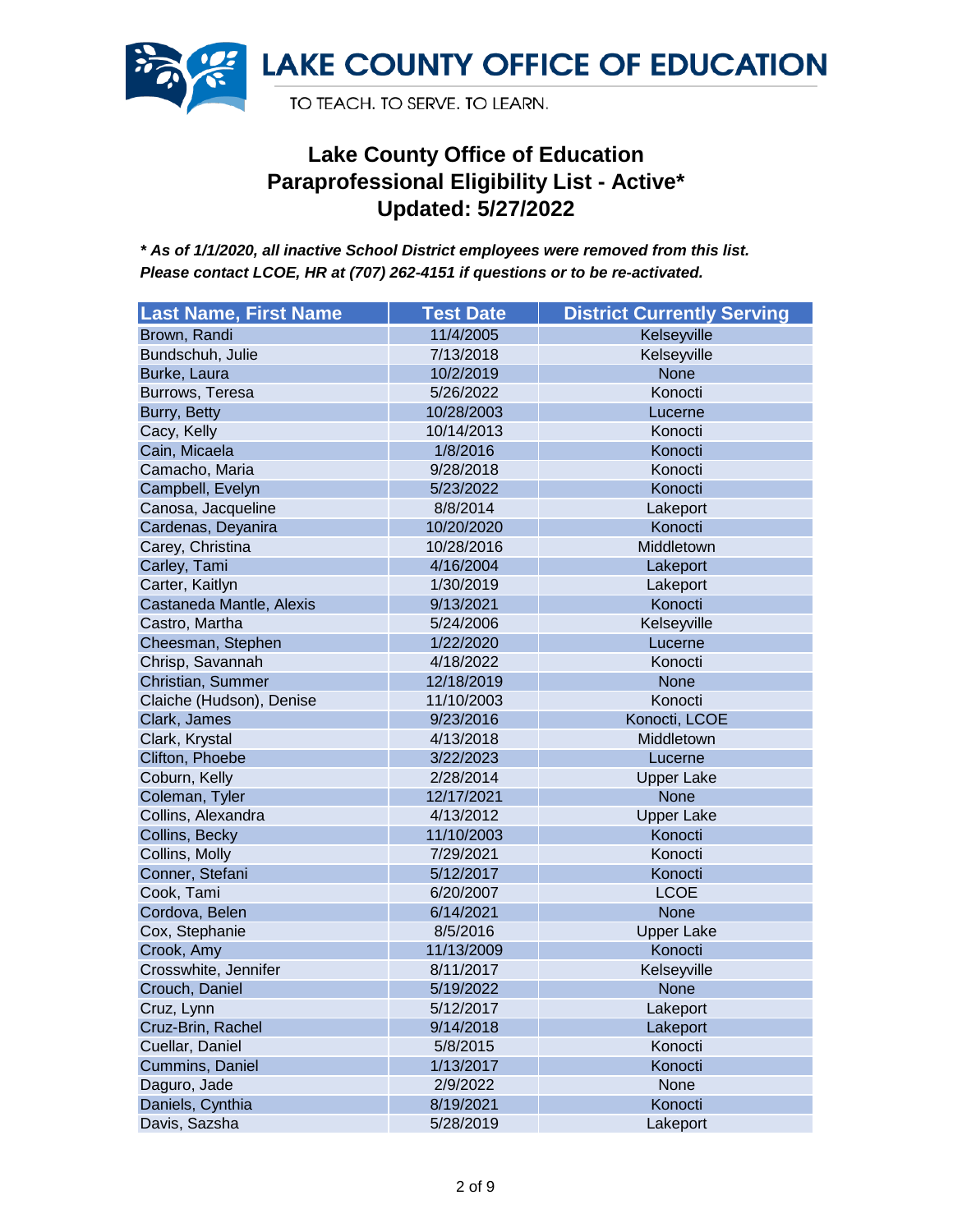LAKE COUNTY OFFICE OF EDUCATION

TO TEACH. TO SERVE. TO LEARN.

# Lake County Office of Education
## Paraprofessional Eligibility List - Active*
## Updated: 5/27/2022

***As of 1/1/2020, all inactive School District employees were removed from this list. Please contact LCOE, HR at (707) 262-4151 if questions or to be re-activated.***

| Last Name, First Name | Test Date | District Currently Serving |
|---|---|---|
| Brown, Randi | 11/4/2005 | Kelseyville |
| Bundschuh, Julie | 7/13/2018 | Kelseyville |
| Burke, Laura | 10/2/2019 | None |
| Burrows, Teresa | 5/26/2022 | Konocti |
| Burry, Betty | 10/28/2003 | Lucerne |
| Cacy, Kelly | 10/14/2013 | Konocti |
| Cain, Micaela | 1/8/2016 | Konocti |
| Camacho, Maria | 9/28/2018 | Konocti |
| Campbell, Evelyn | 5/23/2022 | Konocti |
| Canosa, Jacqueline | 8/8/2014 | Lakeport |
| Cardenas, Deyanira | 10/20/2020 | Konocti |
| Carey, Christina | 10/28/2016 | Middletown |
| Carley, Tami | 4/16/2004 | Lakeport |
| Carter, Kaitlyn | 1/30/2019 | Lakeport |
| Castaneda Mantle, Alexis | 9/13/2021 | Konocti |
| Castro, Martha | 5/24/2006 | Kelseyville |
| Cheesman, Stephen | 1/22/2020 | Lucerne |
| Chrisp, Savannah | 4/18/2022 | Konocti |
| Christian, Summer | 12/18/2019 | None |
| Claiche (Hudson), Denise | 11/10/2003 | Konocti |
| Clark, James | 9/23/2016 | Konocti, LCOE |
| Clark, Krystal | 4/13/2018 | Middletown |
| Clifton, Phoebe | 3/22/2023 | Lucerne |
| Coburn, Kelly | 2/28/2014 | Upper Lake |
| Coleman, Tyler | 12/17/2021 | None |
| Collins, Alexandra | 4/13/2012 | Upper Lake |
| Collins, Becky | 11/10/2003 | Konocti |
| Collins, Molly | 7/29/2021 | Konocti |
| Conner, Stefani | 5/12/2017 | Konocti |
| Cook, Tami | 6/20/2007 | LCOE |
| Cordova, Belen | 6/14/2021 | None |
| Cox, Stephanie | 8/5/2016 | Upper Lake |
| Crook, Amy | 11/13/2009 | Konocti |
| Crosswhite, Jennifer | 8/11/2017 | Kelseyville |
| Crouch, Daniel | 5/19/2022 | None |
| Cruz, Lynn | 5/12/2017 | Lakeport |
| Cruz-Brin, Rachel | 9/14/2018 | Lakeport |
| Cuellar, Daniel | 5/8/2015 | Konocti |
| Cummins, Daniel | 1/13/2017 | Konocti |
| Daguro, Jade | 2/9/2022 | None |
| Daniels, Cynthia | 8/19/2021 | Konocti |
| Davis, Sazsha | 5/28/2019 | Lakeport |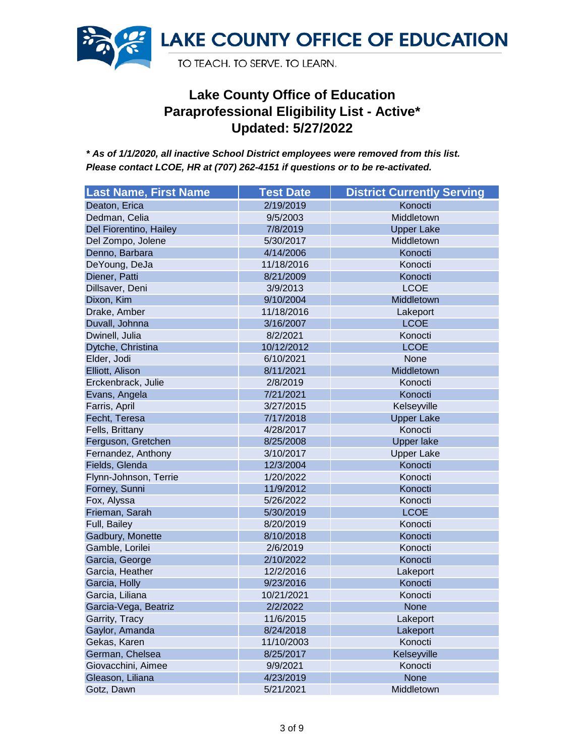# LAKE COUNTY OFFICE OF EDUCATION

TO TEACH. TO SERVE. TO LEARN.

## Lake County Office of Education
## Paraprofessional Eligibility List - Active*
## Updated: 5/27/2022

***\* As of 1/1/2020, all inactive School District employees were removed from this list.***
***Please contact LCOE, HR at (707) 262-4151 if questions or to be re-activated.***

| Last Name, First Name | Test Date | District Currently Serving |
|---|---|---|
| Deaton, Erica | 2/19/2019 | Konocti |
| Dedman, Celia | 9/5/2003 | Middletown |
| Del Fiorentino, Hailey | 7/8/2019 | Upper Lake |
| Del Zompo, Jolene | 5/30/2017 | Middletown |
| Denno, Barbara | 4/14/2006 | Konocti |
| DeYoung, DeJa | 11/18/2016 | Konocti |
| Diener, Patti | 8/21/2009 | Konocti |
| Dillsaver, Deni | 3/9/2013 | LCOE |
| Dixon, Kim | 9/10/2004 | Middletown |
| Drake, Amber | 11/18/2016 | Lakeport |
| Duvall, Johnna | 3/16/2007 | LCOE |
| Dwinell, Julia | 8/2/2021 | Konocti |
| Dytche, Christina | 10/12/2012 | LCOE |
| Elder, Jodi | 6/10/2021 | None |
| Elliott, Alison | 8/11/2021 | Middletown |
| Erckenbrack, Julie | 2/8/2019 | Konocti |
| Evans, Angela | 7/21/2021 | Konocti |
| Farris, April | 3/27/2015 | Kelseyville |
| Fecht, Teresa | 7/17/2018 | Upper Lake |
| Fells, Brittany | 4/28/2017 | Konocti |
| Ferguson, Gretchen | 8/25/2008 | Upper lake |
| Fernandez, Anthony | 3/10/2017 | Upper Lake |
| Fields, Glenda | 12/3/2004 | Konocti |
| Flynn-Johnson, Terrie | 1/20/2022 | Konocti |
| Forney, Sunni | 11/9/2012 | Konocti |
| Fox, Alyssa | 5/26/2022 | Konocti |
| Frieman, Sarah | 5/30/2019 | LCOE |
| Full, Bailey | 8/20/2019 | Konocti |
| Gadbury, Monette | 8/10/2018 | Konocti |
| Gamble, Lorilei | 2/6/2019 | Konocti |
| Garcia, George | 2/10/2022 | Konocti |
| Garcia, Heather | 12/2/2016 | Lakeport |
| Garcia, Holly | 9/23/2016 | Konocti |
| Garcia, Liliana | 10/21/2021 | Konocti |
| Garcia-Vega, Beatriz | 2/2/2022 | None |
| Garrity, Tracy | 11/6/2015 | Lakeport |
| Gaylor, Amanda | 8/24/2018 | Lakeport |
| Gekas, Karen | 11/10/2003 | Konocti |
| German, Chelsea | 8/25/2017 | Kelseyville |
| Giovacchini, Aimee | 9/9/2021 | Konocti |
| Gleason, Liliana | 4/23/2019 | None |
| Gotz, Dawn | 5/21/2021 | Middletown |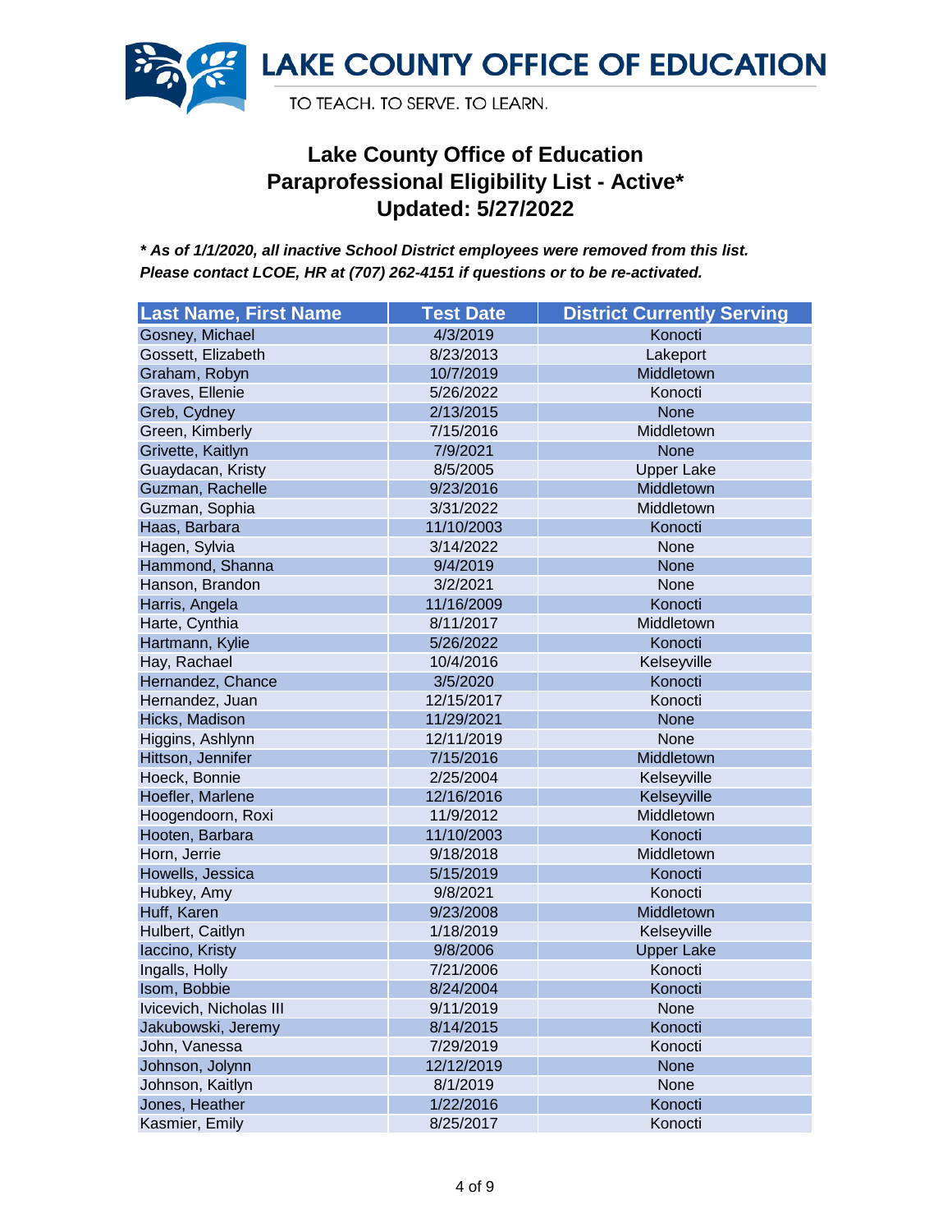LAKE COUNTY OFFICE OF EDUCATION

TO TEACH. TO SERVE. TO LEARN.

# Lake County Office of Education
# Paraprofessional Eligibility List - Active*
# Updated: 5/27/2022

***\* As of 1/1/2020, all inactive School District employees were removed from this list. Please contact LCOE, HR at (707) 262-4151 if questions or to be re-activated.***

| Last Name, First Name | Test Date | District Currently Serving |
|---|---|---|
| Gosney, Michael | 4/3/2019 | Konocti |
| Gossett, Elizabeth | 8/23/2013 | Lakeport |
| Graham, Robyn | 10/7/2019 | Middletown |
| Graves, Ellenie | 5/26/2022 | Konocti |
| Greb, Cydney | 2/13/2015 | None |
| Green, Kimberly | 7/15/2016 | Middletown |
| Grivette, Kaitlyn | 7/9/2021 | None |
| Guaydacan, Kristy | 8/5/2005 | Upper Lake |
| Guzman, Rachelle | 9/23/2016 | Middletown |
| Guzman, Sophia | 3/31/2022 | Middletown |
| Haas, Barbara | 11/10/2003 | Konocti |
| Hagen, Sylvia | 3/14/2022 | None |
| Hammond, Shanna | 9/4/2019 | None |
| Hanson, Brandon | 3/2/2021 | None |
| Harris, Angela | 11/16/2009 | Konocti |
| Harte, Cynthia | 8/11/2017 | Middletown |
| Hartmann, Kylie | 5/26/2022 | Konocti |
| Hay, Rachael | 10/4/2016 | Kelseyville |
| Hernandez, Chance | 3/5/2020 | Konocti |
| Hernandez, Juan | 12/15/2017 | Konocti |
| Hicks, Madison | 11/29/2021 | None |
| Higgins, Ashlynn | 12/11/2019 | None |
| Hittson, Jennifer | 7/15/2016 | Middletown |
| Hoeck, Bonnie | 2/25/2004 | Kelseyville |
| Hoefler, Marlene | 12/16/2016 | Kelseyville |
| Hoogendoorn, Roxi | 11/9/2012 | Middletown |
| Hooten, Barbara | 11/10/2003 | Konocti |
| Horn, Jerrie | 9/18/2018 | Middletown |
| Howells, Jessica | 5/15/2019 | Konocti |
| Hubkey, Amy | 9/8/2021 | Konocti |
| Huff, Karen | 9/23/2008 | Middletown |
| Hulbert, Caitlyn | 1/18/2019 | Kelseyville |
| Iaccino, Kristy | 9/8/2006 | Upper Lake |
| Ingalls, Holly | 7/21/2006 | Konocti |
| Isom, Bobbie | 8/24/2004 | Konocti |
| Ivicevich, Nicholas III | 9/11/2019 | None |
| Jakubowski, Jeremy | 8/14/2015 | Konocti |
| John, Vanessa | 7/29/2019 | Konocti |
| Johnson, Jolynn | 12/12/2019 | None |
| Johnson, Kaitlyn | 8/1/2019 | None |
| Jones, Heather | 1/22/2016 | Konocti |
| Kasmier, Emily | 8/25/2017 | Konocti |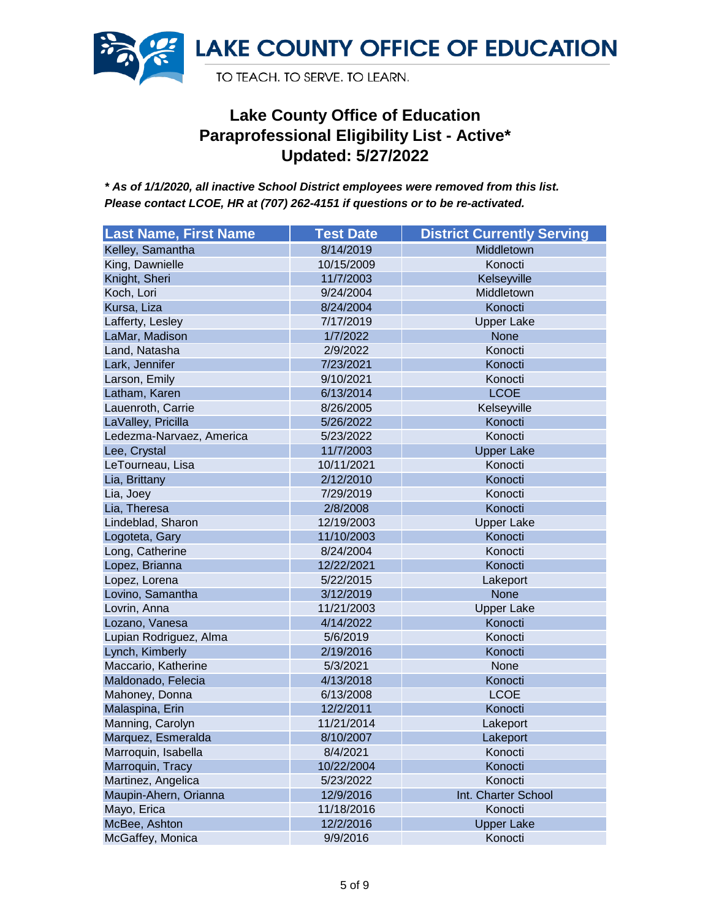LAKE COUNTY OFFICE OF EDUCATION

TO TEACH. TO SERVE. TO LEARN.

# Lake County Office of Education
# Paraprofessional Eligibility List - Active*
# Updated: 5/27/2022

***\* As of 1/1/2020, all inactive School District employees were removed from this list.***
***Please contact LCOE, HR at (707) 262-4151 if questions or to be re-activated.***

| Last Name, First Name | Test Date | District Currently Serving |
|---|---|---|
| Kelley, Samantha | 8/14/2019 | Middletown |
| King, Dawnielle | 10/15/2009 | Konocti |
| Knight, Sheri | 11/7/2003 | Kelseyville |
| Koch, Lori | 9/24/2004 | Middletown |
| Kursa, Liza | 8/24/2004 | Konocti |
| Lafferty, Lesley | 7/17/2019 | Upper Lake |
| LaMar, Madison | 1/7/2022 | None |
| Land, Natasha | 2/9/2022 | Konocti |
| Lark, Jennifer | 7/23/2021 | Konocti |
| Larson, Emily | 9/10/2021 | Konocti |
| Latham, Karen | 6/13/2014 | LCOE |
| Lauenroth, Carrie | 8/26/2005 | Kelseyville |
| LaValley, Pricilla | 5/26/2022 | Konocti |
| Ledezma-Narvaez, America | 5/23/2022 | Konocti |
| Lee, Crystal | 11/7/2003 | Upper Lake |
| LeTourneau, Lisa | 10/11/2021 | Konocti |
| Lia, Brittany | 2/12/2010 | Konocti |
| Lia, Joey | 7/29/2019 | Konocti |
| Lia, Theresa | 2/8/2008 | Konocti |
| Lindeblad, Sharon | 12/19/2003 | Upper Lake |
| Logoteta, Gary | 11/10/2003 | Konocti |
| Long, Catherine | 8/24/2004 | Konocti |
| Lopez, Brianna | 12/22/2021 | Konocti |
| Lopez, Lorena | 5/22/2015 | Lakeport |
| Lovino, Samantha | 3/12/2019 | None |
| Lovrin, Anna | 11/21/2003 | Upper Lake |
| Lozano, Vanesa | 4/14/2022 | Konocti |
| Lupian Rodriguez, Alma | 5/6/2019 | Konocti |
| Lynch, Kimberly | 2/19/2016 | Konocti |
| Maccario, Katherine | 5/3/2021 | None |
| Maldonado, Felecia | 4/13/2018 | Konocti |
| Mahoney, Donna | 6/13/2008 | LCOE |
| Malaspina, Erin | 12/2/2011 | Konocti |
| Manning, Carolyn | 11/21/2014 | Lakeport |
| Marquez, Esmeralda | 8/10/2007 | Lakeport |
| Marroquin, Isabella | 8/4/2021 | Konocti |
| Marroquin, Tracy | 10/22/2004 | Konocti |
| Martinez, Angelica | 5/23/2022 | Konocti |
| Maupin-Ahern, Orianna | 12/9/2016 | Int. Charter School |
| Mayo, Erica | 11/18/2016 | Konocti |
| McBee, Ashton | 12/2/2016 | Upper Lake |
| McGaffey, Monica | 9/9/2016 | Konocti |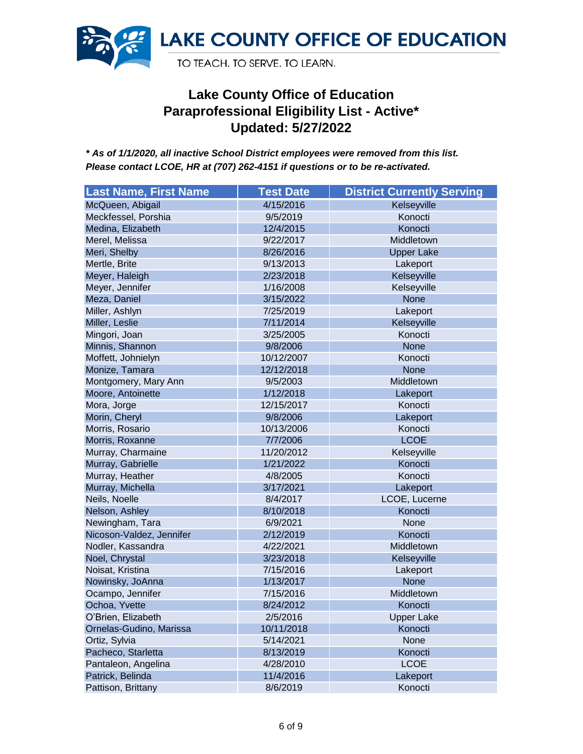LAKE COUNTY OFFICE OF EDUCATION

TO TEACH. TO SERVE. TO LEARN.

# Lake County Office of Education
## Paraprofessional Eligibility List - Active*
## Updated: 5/27/2022

***\* As of 1/1/2020, all inactive School District employees were removed from this list.***
***Please contact LCOE, HR at (707) 262-4151 if questions or to be re-activated.***

| Last Name, First Name | Test Date | District Currently Serving |
|---|---|---|
| McQueen, Abigail | 4/15/2016 | Kelseyville |
| Meckfessel, Porshia | 9/5/2019 | Konocti |
| Medina, Elizabeth | 12/4/2015 | Konocti |
| Merel, Melissa | 9/22/2017 | Middletown |
| Meri, Shelby | 8/26/2016 | Upper Lake |
| Mertle, Brite | 9/13/2013 | Lakeport |
| Meyer, Haleigh | 2/23/2018 | Kelseyville |
| Meyer, Jennifer | 1/16/2008 | Kelseyville |
| Meza, Daniel | 3/15/2022 | None |
| Miller, Ashlyn | 7/25/2019 | Lakeport |
| Miller, Leslie | 7/11/2014 | Kelseyville |
| Mingori, Joan | 3/25/2005 | Konocti |
| Minnis, Shannon | 9/8/2006 | None |
| Moffett, Johnielyn | 10/12/2007 | Konocti |
| Monize, Tamara | 12/12/2018 | None |
| Montgomery, Mary Ann | 9/5/2003 | Middletown |
| Moore, Antoinette | 1/12/2018 | Lakeport |
| Mora, Jorge | 12/15/2017 | Konocti |
| Morin, Cheryl | 9/8/2006 | Lakeport |
| Morris, Rosario | 10/13/2006 | Konocti |
| Morris, Roxanne | 7/7/2006 | LCOE |
| Murray, Charmaine | 11/20/2012 | Kelseyville |
| Murray, Gabrielle | 1/21/2022 | Konocti |
| Murray, Heather | 4/8/2005 | Konocti |
| Murray, Michella | 3/17/2021 | Lakeport |
| Neils, Noelle | 8/4/2017 | LCOE, Lucerne |
| Nelson, Ashley | 8/10/2018 | Konocti |
| Newingham, Tara | 6/9/2021 | None |
| Nicoson-Valdez, Jennifer | 2/12/2019 | Konocti |
| Nodler, Kassandra | 4/22/2021 | Middletown |
| Noel, Chrystal | 3/23/2018 | Kelseyville |
| Noisat, Kristina | 7/15/2016 | Lakeport |
| Nowinsky, JoAnna | 1/13/2017 | None |
| Ocampo, Jennifer | 7/15/2016 | Middletown |
| Ochoa, Yvette | 8/24/2012 | Konocti |
| O'Brien, Elizabeth | 2/5/2016 | Upper Lake |
| Ornelas-Gudino, Marissa | 10/11/2018 | Konocti |
| Ortiz, Sylvia | 5/14/2021 | None |
| Pacheco, Starletta | 8/13/2019 | Konocti |
| Pantaleon, Angelina | 4/28/2010 | LCOE |
| Patrick, Belinda | 11/4/2016 | Lakeport |
| Pattison, Brittany | 8/6/2019 | Konocti |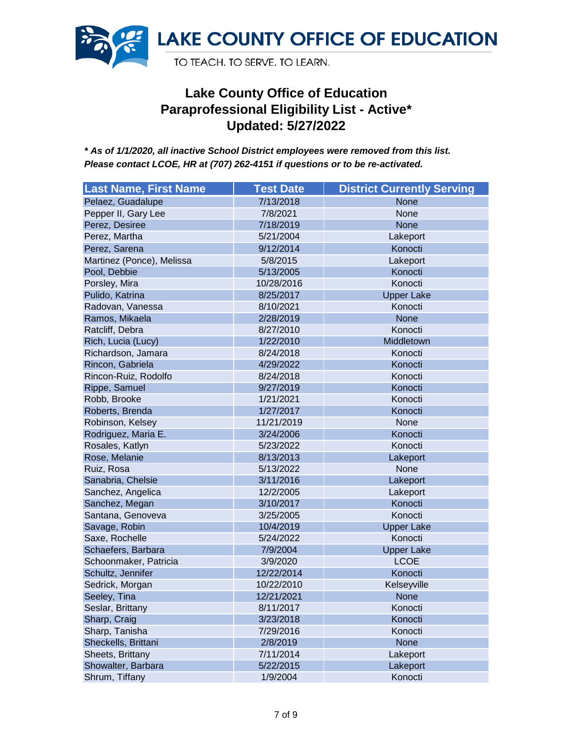LAKE COUNTY OFFICE OF EDUCATION

TO TEACH. TO SERVE. TO LEARN.

# Lake County Office of Education
# Paraprofessional Eligibility List - Active*
# Updated: 5/27/2022

***** As of 1/1/2020, all inactive School District employees were removed from this list.***
***Please contact LCOE, HR at (707) 262-4151 if questions or to be re-activated.***

| Last Name, First Name | Test Date | District Currently Serving |
|---|---|---|
| Pelaez, Guadalupe | 7/13/2018 | None |
| Pepper II, Gary Lee | 7/8/2021 | None |
| Perez, Desiree | 7/18/2019 | None |
| Perez, Martha | 5/21/2004 | Lakeport |
| Perez, Sarena | 9/12/2014 | Konocti |
| Martinez (Ponce), Melissa | 5/8/2015 | Lakeport |
| Pool, Debbie | 5/13/2005 | Konocti |
| Porsley, Mira | 10/28/2016 | Konocti |
| Pulido, Katrina | 8/25/2017 | Upper Lake |
| Radovan, Vanessa | 8/10/2021 | Konocti |
| Ramos, Mikaela | 2/28/2019 | None |
| Ratcliff, Debra | 8/27/2010 | Konocti |
| Rich, Lucia (Lucy) | 1/22/2010 | Middletown |
| Richardson, Jamara | 8/24/2018 | Konocti |
| Rincon, Gabriela | 4/29/2022 | Konocti |
| Rincon-Ruiz, Rodolfo | 8/24/2018 | Konocti |
| Rippe, Samuel | 9/27/2019 | Konocti |
| Robb, Brooke | 1/21/2021 | Konocti |
| Roberts, Brenda | 1/27/2017 | Konocti |
| Robinson, Kelsey | 11/21/2019 | None |
| Rodriguez, Maria E. | 3/24/2006 | Konocti |
| Rosales, Katlyn | 5/23/2022 | Konocti |
| Rose, Melanie | 8/13/2013 | Lakeport |
| Ruiz, Rosa | 5/13/2022 | None |
| Sanabria, Chelsie | 3/11/2016 | Lakeport |
| Sanchez, Angelica | 12/2/2005 | Lakeport |
| Sanchez, Megan | 3/10/2017 | Konocti |
| Santana, Genoveva | 3/25/2005 | Konocti |
| Savage, Robin | 10/4/2019 | Upper Lake |
| Saxe, Rochelle | 5/24/2022 | Konocti |
| Schaefers, Barbara | 7/9/2004 | Upper Lake |
| Schoonmaker, Patricia | 3/9/2020 | LCOE |
| Schultz, Jennifer | 12/22/2014 | Konocti |
| Sedrick, Morgan | 10/22/2010 | Kelseyville |
| Seeley, Tina | 12/21/2021 | None |
| Seslar, Brittany | 8/11/2017 | Konocti |
| Sharp, Craig | 3/23/2018 | Konocti |
| Sharp, Tanisha | 7/29/2016 | Konocti |
| Sheckells, Brittani | 2/8/2019 | None |
| Sheets, Brittany | 7/11/2014 | Lakeport |
| Showalter, Barbara | 5/22/2015 | Lakeport |
| Shrum, Tiffany | 1/9/2004 | Konocti |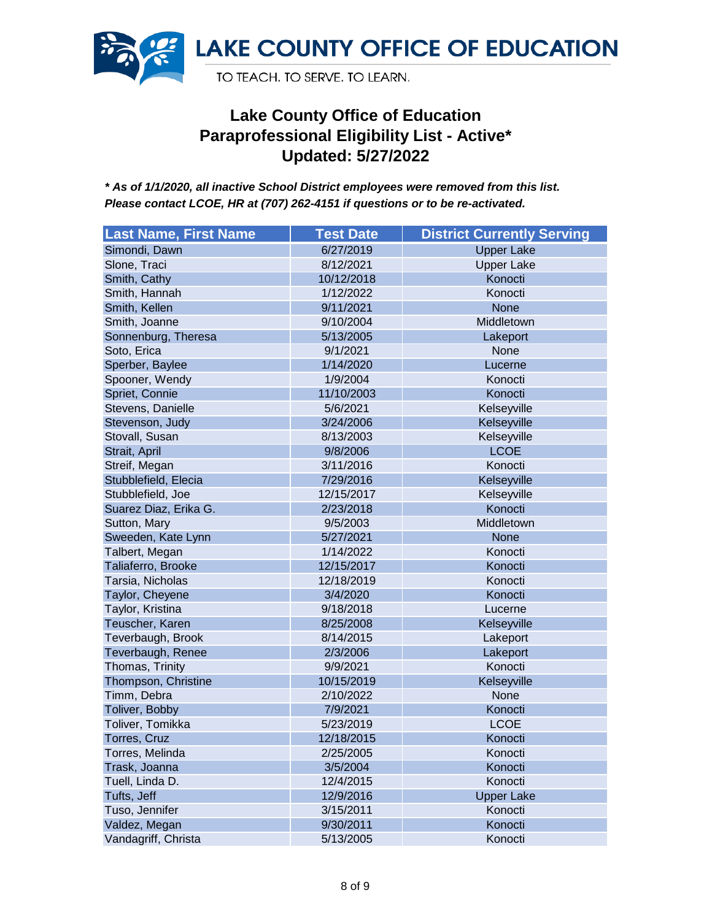LAKE COUNTY OFFICE OF EDUCATION

TO TEACH. TO SERVE. TO LEARN.

# Lake County Office of Education
## Paraprofessional Eligibility List - Active*
## Updated: 5/27/2022

***\* As of 1/1/2020, all inactive School District employees were removed from this list. Please contact LCOE, HR at (707) 262-4151 if questions or to be re-activated.***

| Last Name, First Name | Test Date | District Currently Serving |
|---|---|---|
| Simondi, Dawn | 6/27/2019 | Upper Lake |
| Slone, Traci | 8/12/2021 | Upper Lake |
| Smith, Cathy | 10/12/2018 | Konocti |
| Smith, Hannah | 1/12/2022 | Konocti |
| Smith, Kellen | 9/11/2021 | None |
| Smith, Joanne | 9/10/2004 | Middletown |
| Sonnenburg, Theresa | 5/13/2005 | Lakeport |
| Soto, Erica | 9/1/2021 | None |
| Sperber, Baylee | 1/14/2020 | Lucerne |
| Spooner, Wendy | 1/9/2004 | Konocti |
| Spriet, Connie | 11/10/2003 | Konocti |
| Stevens, Danielle | 5/6/2021 | Kelseyville |
| Stevenson, Judy | 3/24/2006 | Kelseyville |
| Stovall, Susan | 8/13/2003 | Kelseyville |
| Strait, April | 9/8/2006 | LCOE |
| Streif, Megan | 3/11/2016 | Konocti |
| Stubblefield, Elecia | 7/29/2016 | Kelseyville |
| Stubblefield, Joe | 12/15/2017 | Kelseyville |
| Suarez Diaz, Erika G. | 2/23/2018 | Konocti |
| Sutton, Mary | 9/5/2003 | Middletown |
| Sweeden, Kate Lynn | 5/27/2021 | None |
| Talbert, Megan | 1/14/2022 | Konocti |
| Taliaferro, Brooke | 12/15/2017 | Konocti |
| Tarsia, Nicholas | 12/18/2019 | Konocti |
| Taylor, Cheyene | 3/4/2020 | Konocti |
| Taylor, Kristina | 9/18/2018 | Lucerne |
| Teuscher, Karen | 8/25/2008 | Kelseyville |
| Teverbaugh, Brook | 8/14/2015 | Lakeport |
| Teverbaugh, Renee | 2/3/2006 | Lakeport |
| Thomas, Trinity | 9/9/2021 | Konocti |
| Thompson, Christine | 10/15/2019 | Kelseyville |
| Timm, Debra | 2/10/2022 | None |
| Toliver, Bobby | 7/9/2021 | Konocti |
| Toliver, Tomikka | 5/23/2019 | LCOE |
| Torres, Cruz | 12/18/2015 | Konocti |
| Torres, Melinda | 2/25/2005 | Konocti |
| Trask, Joanna | 3/5/2004 | Konocti |
| Tuell, Linda D. | 12/4/2015 | Konocti |
| Tufts, Jeff | 12/9/2016 | Upper Lake |
| Tuso, Jennifer | 3/15/2011 | Konocti |
| Valdez, Megan | 9/30/2011 | Konocti |
| Vandagriff, Christa | 5/13/2005 | Konocti |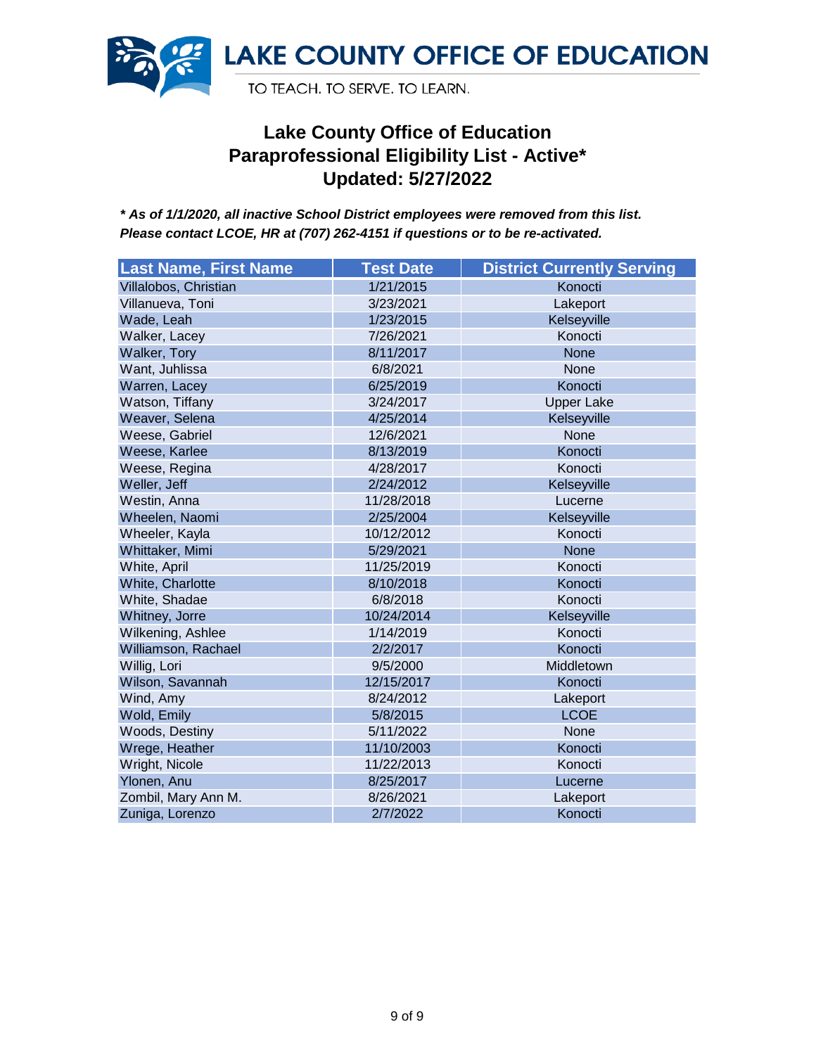LAKE COUNTY OFFICE OF EDUCATION

TO TEACH. TO SERVE. TO LEARN.

# Lake County Office of Education
# Paraprofessional Eligibility List - Active*
# Updated: 5/27/2022

***\* As of 1/1/2020, all inactive School District employees were removed from this list. Please contact LCOE, HR at (707) 262-4151 if questions or to be re-activated.***

| Last Name, First Name | Test Date | District Currently Serving |
|---|---|---|
| Villalobos, Christian | 1/21/2015 | Konocti |
| Villanueva, Toni | 3/23/2021 | Lakeport |
| Wade, Leah | 1/23/2015 | Kelseyville |
| Walker, Lacey | 7/26/2021 | Konocti |
| Walker, Tory | 8/11/2017 | None |
| Want, Juhlissa | 6/8/2021 | None |
| Warren, Lacey | 6/25/2019 | Konocti |
| Watson, Tiffany | 3/24/2017 | Upper Lake |
| Weaver, Selena | 4/25/2014 | Kelseyville |
| Weese, Gabriel | 12/6/2021 | None |
| Weese, Karlee | 8/13/2019 | Konocti |
| Weese, Regina | 4/28/2017 | Konocti |
| Weller, Jeff | 2/24/2012 | Kelseyville |
| Westin, Anna | 11/28/2018 | Lucerne |
| Wheelen, Naomi | 2/25/2004 | Kelseyville |
| Wheeler, Kayla | 10/12/2012 | Konocti |
| Whittaker, Mimi | 5/29/2021 | None |
| White, April | 11/25/2019 | Konocti |
| White, Charlotte | 8/10/2018 | Konocti |
| White, Shadae | 6/8/2018 | Konocti |
| Whitney, Jorre | 10/24/2014 | Kelseyville |
| Wilkening, Ashlee | 1/14/2019 | Konocti |
| Williamson, Rachael | 2/2/2017 | Konocti |
| Willig, Lori | 9/5/2000 | Middletown |
| Wilson, Savannah | 12/15/2017 | Konocti |
| Wind, Amy | 8/24/2012 | Lakeport |
| Wold, Emily | 5/8/2015 | LCOE |
| Woods, Destiny | 5/11/2022 | None |
| Wrege, Heather | 11/10/2003 | Konocti |
| Wright, Nicole | 11/22/2013 | Konocti |
| Ylonen, Anu | 8/25/2017 | Lucerne |
| Zombil, Mary Ann M. | 8/26/2021 | Lakeport |
| Zuniga, Lorenzo | 2/7/2022 | Konocti |